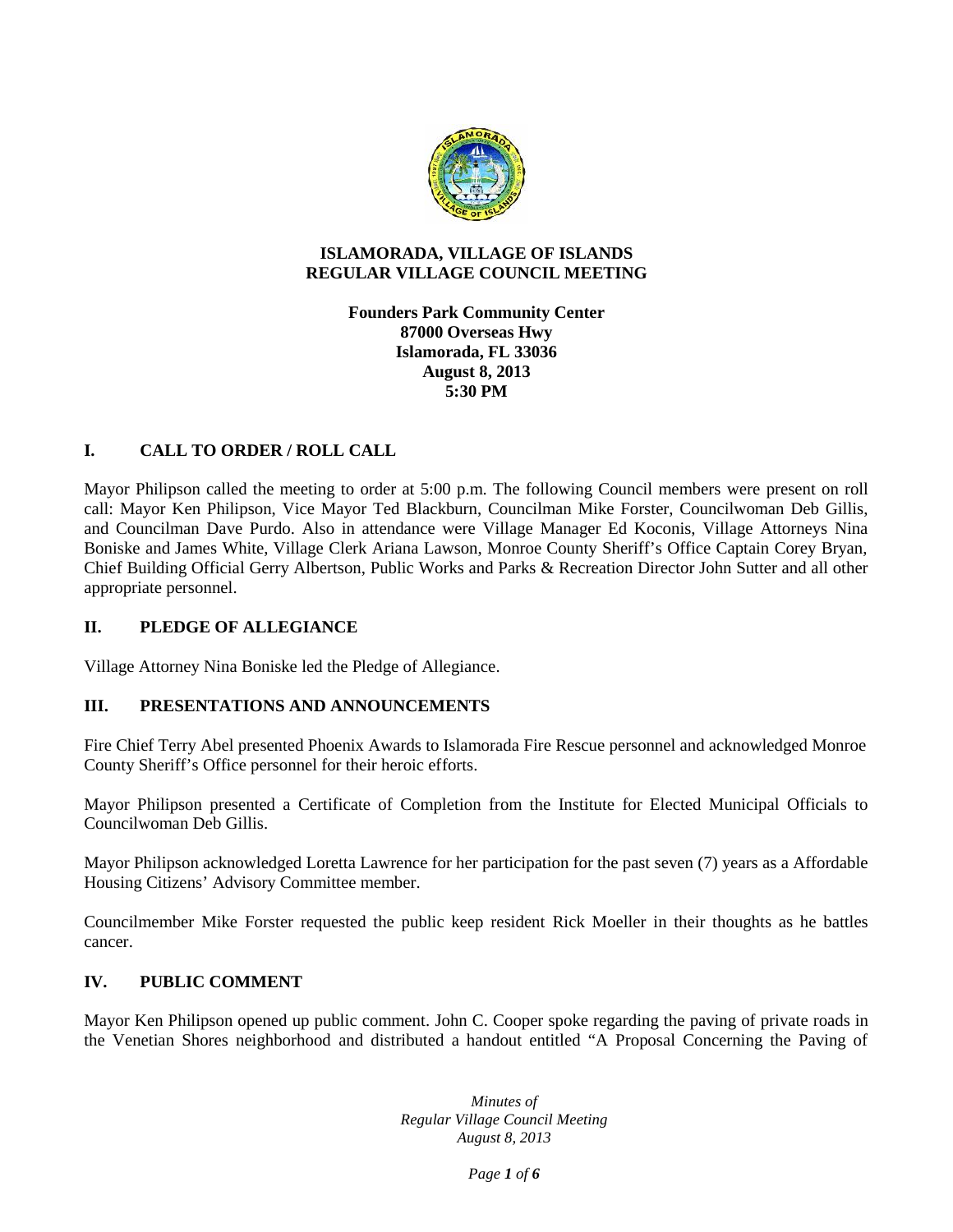# ISLAMORADA, VILLAGE OF ISLANDS
# REGULAR VILLAGE COUNCIL MEETING

**Founders Park Community Center**
**87000 Overseas Hwy**
**Islamorada, FL 33036**
**August 8, 2013**
**5:30 PM**

## I. CALL TO ORDER / ROLL CALL

Mayor Philipson called the meeting to order at 5:00 p.m. The following Council members were present on roll call: Mayor Ken Philipson, Vice Mayor Ted Blackburn, Councilman Mike Forster, Councilwoman Deb Gillis, and Councilman Dave Purdo. Also in attendance were Village Manager Ed Koconis, Village Attorneys Nina Boniske and James White, Village Clerk Ariana Lawson, Monroe County Sheriff's Office Captain Corey Bryan, Chief Building Official Gerry Albertson, Public Works and Parks & Recreation Director John Sutter and all other appropriate personnel.

## II. PLEDGE OF ALLEGIANCE

Village Attorney Nina Boniske led the Pledge of Allegiance.

## III. PRESENTATIONS AND ANNOUNCEMENTS

Fire Chief Terry Abel presented Phoenix Awards to Islamorada Fire Rescue personnel and acknowledged Monroe County Sheriff's Office personnel for their heroic efforts.

Mayor Philipson presented a Certificate of Completion from the Institute for Elected Municipal Officials to Councilwoman Deb Gillis.

Mayor Philipson acknowledged Loretta Lawrence for her participation for the past seven (7) years as a Affordable Housing Citizens' Advisory Committee member.

Councilmember Mike Forster requested the public keep resident Rick Moeller in their thoughts as he battles cancer.

## IV. PUBLIC COMMENT

Mayor Ken Philipson opened up public comment. John C. Cooper spoke regarding the paving of private roads in the Venetian Shores neighborhood and distributed a handout entitled "A Proposal Concerning the Paving of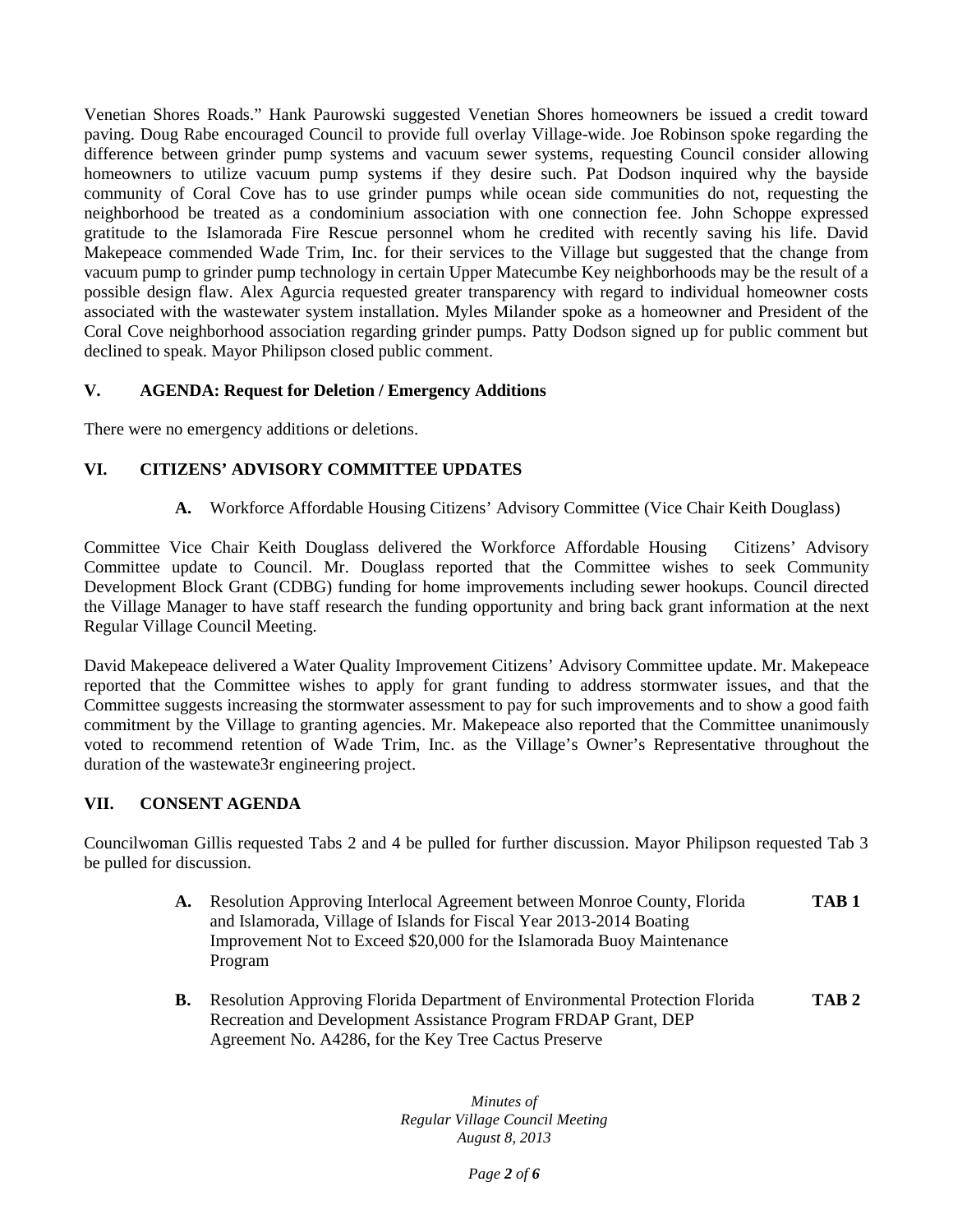Venetian Shores Roads." Hank Paurowski suggested Venetian Shores homeowners be issued a credit toward paving. Doug Rabe encouraged Council to provide full overlay Village-wide. Joe Robinson spoke regarding the difference between grinder pump systems and vacuum sewer systems, requesting Council consider allowing homeowners to utilize vacuum pump systems if they desire such. Pat Dodson inquired why the bayside community of Coral Cove has to use grinder pumps while ocean side communities do not, requesting the neighborhood be treated as a condominium association with one connection fee. John Schoppe expressed gratitude to the Islamorada Fire Rescue personnel whom he credited with recently saving his life. David Makepeace commended Wade Trim, Inc. for their services to the Village but suggested that the change from vacuum pump to grinder pump technology in certain Upper Matecumbe Key neighborhoods may be the result of a possible design flaw. Alex Agurcia requested greater transparency with regard to individual homeowner costs associated with the wastewater system installation. Myles Milander spoke as a homeowner and President of the Coral Cove neighborhood association regarding grinder pumps. Patty Dodson signed up for public comment but declined to speak. Mayor Philipson closed public comment.

## V. AGENDA: Request for Deletion / Emergency Additions

There were no emergency additions or deletions.

## VI. CITIZENS' ADVISORY COMMITTEE UPDATES

**A.** Workforce Affordable Housing Citizens' Advisory Committee (Vice Chair Keith Douglass)

Committee Vice Chair Keith Douglass delivered the Workforce Affordable Housing Citizens' Advisory Committee update to Council. Mr. Douglass reported that the Committee wishes to seek Community Development Block Grant (CDBG) funding for home improvements including sewer hookups. Council directed the Village Manager to have staff research the funding opportunity and bring back grant information at the next Regular Village Council Meeting.

David Makepeace delivered a Water Quality Improvement Citizens' Advisory Committee update. Mr. Makepeace reported that the Committee wishes to apply for grant funding to address stormwater issues, and that the Committee suggests increasing the stormwater assessment to pay for such improvements and to show a good faith commitment by the Village to granting agencies. Mr. Makepeace also reported that the Committee unanimously voted to recommend retention of Wade Trim, Inc. as the Village's Owner's Representative throughout the duration of the wastewate3r engineering project.

## VII. CONSENT AGENDA

Councilwoman Gillis requested Tabs 2 and 4 be pulled for further discussion. Mayor Philipson requested Tab 3 be pulled for discussion.

**A.** Resolution Approving Interlocal Agreement between Monroe County, Florida and Islamorada, Village of Islands for Fiscal Year 2013-2014 Boating Improvement Not to Exceed $20,000 for the Islamorada Buoy Maintenance Program **TAB 1**

**B.** Resolution Approving Florida Department of Environmental Protection Florida Recreation and Development Assistance Program FRDAP Grant, DEP Agreement No. A4286, for the Key Tree Cactus Preserve **TAB 2**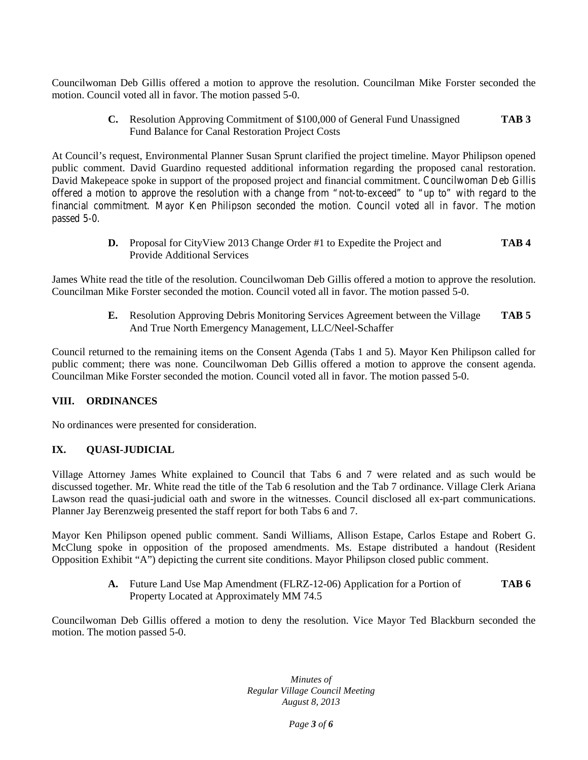Councilwoman Deb Gillis offered a motion to approve the resolution. Councilman Mike Forster seconded the motion. Council voted all in favor. The motion passed 5-0.

**C.** Resolution Approving Commitment of $100,000 of General Fund Unassigned Fund Balance for Canal Restoration Project Costs **TAB 3**

At Council's request, Environmental Planner Susan Sprunt clarified the project timeline. Mayor Philipson opened public comment. David Guardino requested additional information regarding the proposed canal restoration. David Makepeace spoke in support of the proposed project and financial commitment. Councilwoman Deb Gillis offered a motion to approve the resolution with a change from "not-to-exceed" to "up to" with regard to the financial commitment. Mayor Ken Philipson seconded the motion. Council voted all in favor. The motion passed 5-0.

**D.** Proposal for CityView 2013 Change Order #1 to Expedite the Project and Provide Additional Services **TAB 4**

James White read the title of the resolution. Councilwoman Deb Gillis offered a motion to approve the resolution. Councilman Mike Forster seconded the motion. Council voted all in favor. The motion passed 5-0.

**E.** Resolution Approving Debris Monitoring Services Agreement between the Village And True North Emergency Management, LLC/Neel-Schaffer **TAB 5**

Council returned to the remaining items on the Consent Agenda (Tabs 1 and 5). Mayor Ken Philipson called for public comment; there was none. Councilwoman Deb Gillis offered a motion to approve the consent agenda. Councilman Mike Forster seconded the motion. Council voted all in favor. The motion passed 5-0.

## VIII. ORDINANCES

No ordinances were presented for consideration.

## IX. QUASI-JUDICIAL

Village Attorney James White explained to Council that Tabs 6 and 7 were related and as such would be discussed together. Mr. White read the title of the Tab 6 resolution and the Tab 7 ordinance. Village Clerk Ariana Lawson read the quasi-judicial oath and swore in the witnesses. Council disclosed all ex-part communications. Planner Jay Berenzweig presented the staff report for both Tabs 6 and 7.

Mayor Ken Philipson opened public comment. Sandi Williams, Allison Estape, Carlos Estape and Robert G. McClung spoke in opposition of the proposed amendments. Ms. Estape distributed a handout (Resident Opposition Exhibit "A") depicting the current site conditions. Mayor Philipson closed public comment.

**A.** Future Land Use Map Amendment (FLRZ-12-06) Application for a Portion of Property Located at Approximately MM 74.5 **TAB 6**

Councilwoman Deb Gillis offered a motion to deny the resolution. Vice Mayor Ted Blackburn seconded the motion. The motion passed 5-0.

*Minutes of*
*Regular Village Council Meeting*
*August 8, 2013*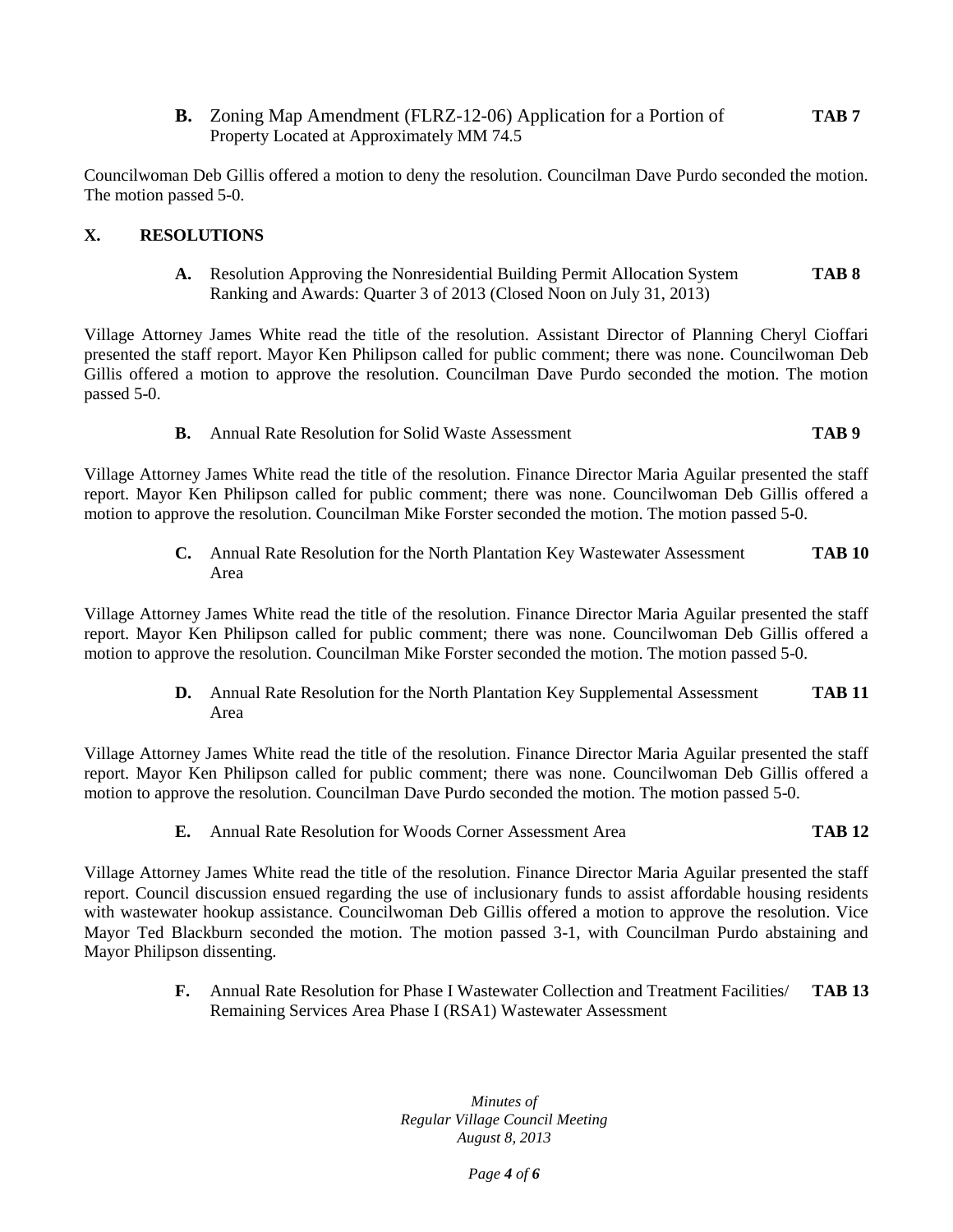**B.** Zoning Map Amendment (FLRZ-12-06) Application for a Portion of Property Located at Approximately MM 74.5 **TAB 7**

Councilwoman Deb Gillis offered a motion to deny the resolution. Councilman Dave Purdo seconded the motion. The motion passed 5-0.

## X. RESOLUTIONS

**A.** Resolution Approving the Nonresidential Building Permit Allocation System Ranking and Awards: Quarter 3 of 2013 (Closed Noon on July 31, 2013) **TAB 8**

Village Attorney James White read the title of the resolution. Assistant Director of Planning Cheryl Cioffari presented the staff report. Mayor Ken Philipson called for public comment; there was none. Councilwoman Deb Gillis offered a motion to approve the resolution. Councilman Dave Purdo seconded the motion. The motion passed 5-0.

**B.** Annual Rate Resolution for Solid Waste Assessment **TAB 9**

Village Attorney James White read the title of the resolution. Finance Director Maria Aguilar presented the staff report. Mayor Ken Philipson called for public comment; there was none. Councilwoman Deb Gillis offered a motion to approve the resolution. Councilman Mike Forster seconded the motion. The motion passed 5-0.

**C.** Annual Rate Resolution for the North Plantation Key Wastewater Assessment Area **TAB 10**

Village Attorney James White read the title of the resolution. Finance Director Maria Aguilar presented the staff report. Mayor Ken Philipson called for public comment; there was none. Councilwoman Deb Gillis offered a motion to approve the resolution. Councilman Mike Forster seconded the motion. The motion passed 5-0.

**D.** Annual Rate Resolution for the North Plantation Key Supplemental Assessment Area **TAB 11**

Village Attorney James White read the title of the resolution. Finance Director Maria Aguilar presented the staff report. Mayor Ken Philipson called for public comment; there was none. Councilwoman Deb Gillis offered a motion to approve the resolution. Councilman Dave Purdo seconded the motion. The motion passed 5-0.

**E.** Annual Rate Resolution for Woods Corner Assessment Area **TAB 12**

Village Attorney James White read the title of the resolution. Finance Director Maria Aguilar presented the staff report. Council discussion ensued regarding the use of inclusionary funds to assist affordable housing residents with wastewater hookup assistance. Councilwoman Deb Gillis offered a motion to approve the resolution. Vice Mayor Ted Blackburn seconded the motion. The motion passed 3-1, with Councilman Purdo abstaining and Mayor Philipson dissenting.

**F.** Annual Rate Resolution for Phase I Wastewater Collection and Treatment Facilities/ Remaining Services Area Phase I (RSA1) Wastewater Assessment **TAB 13**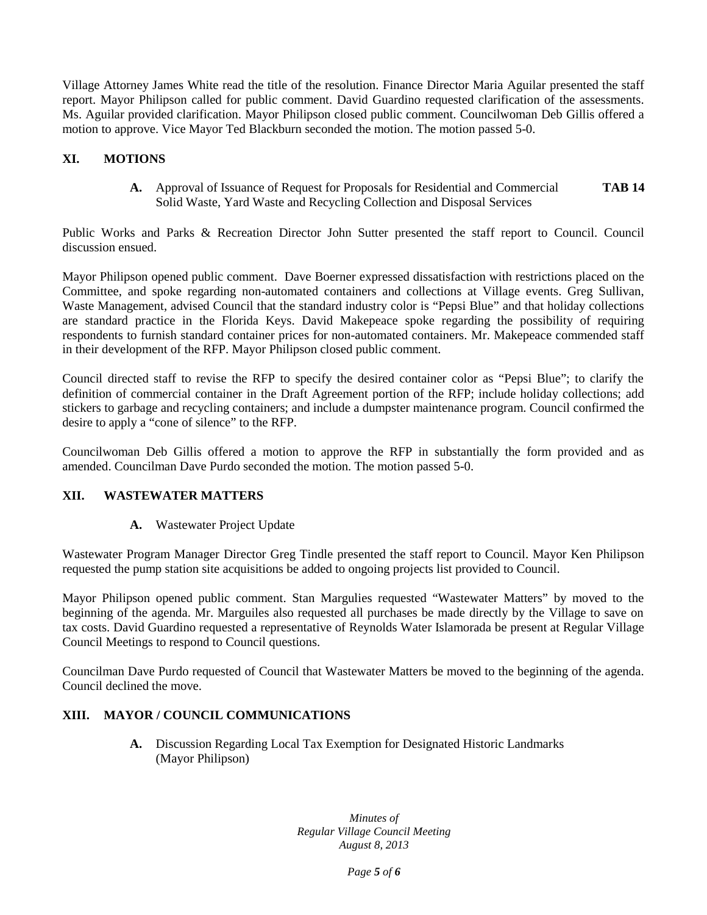Village Attorney James White read the title of the resolution. Finance Director Maria Aguilar presented the staff report. Mayor Philipson called for public comment. David Guardino requested clarification of the assessments. Ms. Aguilar provided clarification. Mayor Philipson closed public comment. Councilwoman Deb Gillis offered a motion to approve. Vice Mayor Ted Blackburn seconded the motion. The motion passed 5-0.

## XI. MOTIONS

**A.** Approval of Issuance of Request for Proposals for Residential and Commercial Solid Waste, Yard Waste and Recycling Collection and Disposal Services **TAB 14**

Public Works and Parks & Recreation Director John Sutter presented the staff report to Council. Council discussion ensued.

Mayor Philipson opened public comment. Dave Boerner expressed dissatisfaction with restrictions placed on the Committee, and spoke regarding non-automated containers and collections at Village events. Greg Sullivan, Waste Management, advised Council that the standard industry color is "Pepsi Blue" and that holiday collections are standard practice in the Florida Keys. David Makepeace spoke regarding the possibility of requiring respondents to furnish standard container prices for non-automated containers. Mr. Makepeace commended staff in their development of the RFP. Mayor Philipson closed public comment.

Council directed staff to revise the RFP to specify the desired container color as "Pepsi Blue"; to clarify the definition of commercial container in the Draft Agreement portion of the RFP; include holiday collections; add stickers to garbage and recycling containers; and include a dumpster maintenance program. Council confirmed the desire to apply a "cone of silence" to the RFP.

Councilwoman Deb Gillis offered a motion to approve the RFP in substantially the form provided and as amended. Councilman Dave Purdo seconded the motion. The motion passed 5-0.

## XII. WASTEWATER MATTERS

**A.** Wastewater Project Update

Wastewater Program Manager Director Greg Tindle presented the staff report to Council. Mayor Ken Philipson requested the pump station site acquisitions be added to ongoing projects list provided to Council.

Mayor Philipson opened public comment. Stan Margulies requested "Wastewater Matters" by moved to the beginning of the agenda. Mr. Marguiles also requested all purchases be made directly by the Village to save on tax costs. David Guardino requested a representative of Reynolds Water Islamorada be present at Regular Village Council Meetings to respond to Council questions.

Councilman Dave Purdo requested of Council that Wastewater Matters be moved to the beginning of the agenda. Council declined the move.

## XIII. MAYOR / COUNCIL COMMUNICATIONS

**A.** Discussion Regarding Local Tax Exemption for Designated Historic Landmarks (Mayor Philipson)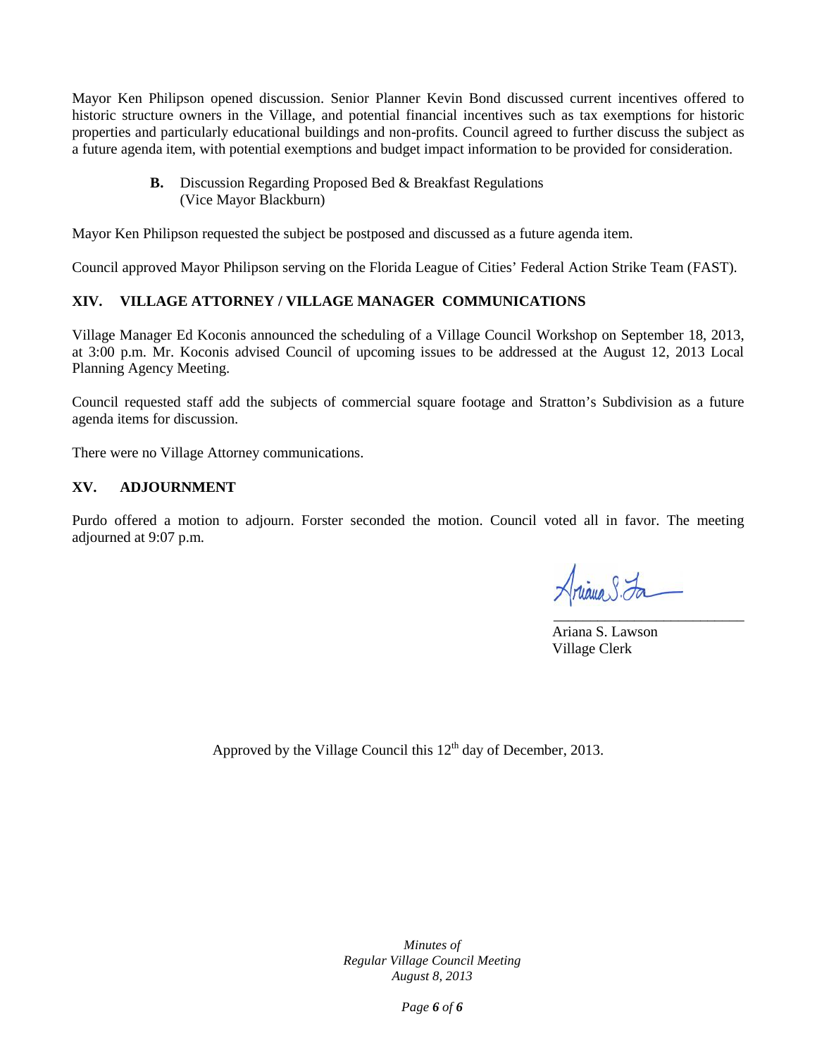Mayor Ken Philipson opened discussion. Senior Planner Kevin Bond discussed current incentives offered to historic structure owners in the Village, and potential financial incentives such as tax exemptions for historic properties and particularly educational buildings and non-profits. Council agreed to further discuss the subject as a future agenda item, with potential exemptions and budget impact information to be provided for consideration.

**B.** Discussion Regarding Proposed Bed & Breakfast Regulations (Vice Mayor Blackburn)

Mayor Ken Philipson requested the subject be postposed and discussed as a future agenda item.

Council approved Mayor Philipson serving on the Florida League of Cities' Federal Action Strike Team (FAST).

## XIV. VILLAGE ATTORNEY / VILLAGE MANAGER COMMUNICATIONS

Village Manager Ed Koconis announced the scheduling of a Village Council Workshop on September 18, 2013, at 3:00 p.m. Mr. Koconis advised Council of upcoming issues to be addressed at the August 12, 2013 Local Planning Agency Meeting.

Council requested staff add the subjects of commercial square footage and Stratton's Subdivision as a future agenda items for discussion.

There were no Village Attorney communications.

## XV. ADJOURNMENT

Purdo offered a motion to adjourn. Forster seconded the motion. Council voted all in favor. The meeting adjourned at 9:07 p.m.

Ariana S. Lawson
Village Clerk

Approved by the Village Council this 12th day of December, 2013.